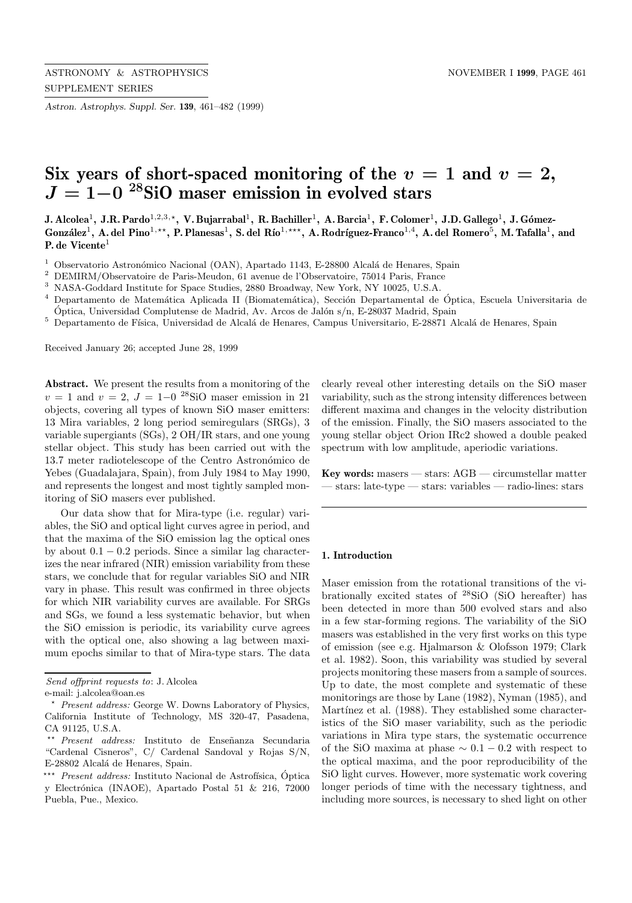# Six years of short-spaced monitoring of the $v = 1$ and $v = 2$, $J = 1{-}0$ $^{28}$SiO maser emission in evolved stars

**J. Alcolea[1], J.R. Pardo[1,2,3,⋆], V. Bujarrabal[1], R. Bachiller[1], A. Barcia[1], F. Colomer[1], J.D. Gallego[1], J. Gómez-González[1], A. del Pino[1,⋆⋆], P. Planesas[1], S. del Río[1,⋆⋆⋆], A. Rodríguez-Franco[1,4], A. del Romero[5], M. Tafalla[1], and P. de Vicente[1]**

[1] Observatorio Astronómico Nacional (OAN), Apartado 1143, E-28800 Alcalá de Henares, Spain
[2] DEMIRM/Observatoire de Paris-Meudon, 61 avenue de l'Observatoire, 75014 Paris, France
[3] NASA-Goddard Institute for Space Studies, 2880 Broadway, New York, NY 10025, U.S.A.
[4] Departamento de Matemática Aplicada II (Biomatemática), Sección Departamental de Óptica, Escuela Universitaria de Óptica, Universidad Complutense de Madrid, Av. Arcos de Jalón s/n, E-28037 Madrid, Spain
[5] Departamento de Física, Universidad de Alcalá de Henares, Campus Universitario, E-28871 Alcalá de Henares, Spain

Received January 26; accepted June 28, 1999

**Abstract.** We present the results from a monitoring of the $v = 1$ and $v = 2$, $J = 1{-}0$ $^{28}$SiO maser emission in 21 objects, covering all types of known SiO maser emitters: 13 Mira variables, 2 long period semiregulars (SRGs), 3 variable supergiants (SGs), 2 OH/IR stars, and one young stellar object. This study has been carried out with the 13.7 meter radiotelescope of the Centro Astronómico de Yebes (Guadalajara, Spain), from July 1984 to May 1990, and represents the longest and most tightly sampled monitoring of SiO masers ever published.

Our data show that for Mira-type (i.e. regular) variables, the SiO and optical light curves agree in period, and that the maxima of the SiO emission lag the optical ones by about $0.1 - 0.2$ periods. Since a similar lag characterizes the near infrared (NIR) emission variability from these stars, we conclude that for regular variables SiO and NIR vary in phase. This result was confirmed in three objects for which NIR variability curves are available. For SRGs and SGs, we found a less systematic behavior, but when the SiO emission is periodic, its variability curve agrees with the optical one, also showing a lag between maximum epochs similar to that of Mira-type stars. The data clearly reveal other interesting details on the SiO maser variability, such as the strong intensity differences between different maxima and changes in the velocity distribution of the emission. Finally, the SiO masers associated to the young stellar object Orion IRc2 showed a double peaked spectrum with low amplitude, aperiodic variations.

**Key words:** masers — stars: AGB — circumstellar matter — stars: late-type — stars: variables — radio-lines: stars

*Send offprint requests to*: J. Alcolea
e-mail: j.alcolea@oan.es

⋆ *Present address:* George W. Downs Laboratory of Physics, California Institute of Technology, MS 320-47, Pasadena, CA 91125, U.S.A.

⋆⋆ *Present address:* Instituto de Enseñanza Secundaria "Cardenal Cisneros", C/ Cardenal Sandoval y Rojas S/N, E-28802 Alcalá de Henares, Spain.

⋆⋆⋆ *Present address:* Instituto Nacional de Astrofísica, Óptica y Electrónica (INAOE), Apartado Postal 51 & 216, 72000 Puebla, Pue., Mexico.

## 1. Introduction

Maser emission from the rotational transitions of the vibrationally excited states of $^{28}$SiO (SiO hereafter) has been detected in more than 500 evolved stars and also in a few star-forming regions. The variability of the SiO masers was established in the very first works on this type of emission (see e.g. Hjalmarson & Olofsson 1979; Clark et al. 1982). Soon, this variability was studied by several projects monitoring these masers from a sample of sources. Up to date, the most complete and systematic of these monitorings are those by Lane (1982), Nyman (1985), and Martínez et al. (1988). They established some characteristics of the SiO maser variability, such as the periodic variations in Mira type stars, the systematic occurrence of the SiO maxima at phase $\sim 0.1 - 0.2$ with respect to the optical maxima, and the poor reproducibility of the SiO light curves. However, more systematic work covering longer periods of time with the necessary tightness, and including more sources, is necessary to shed light on other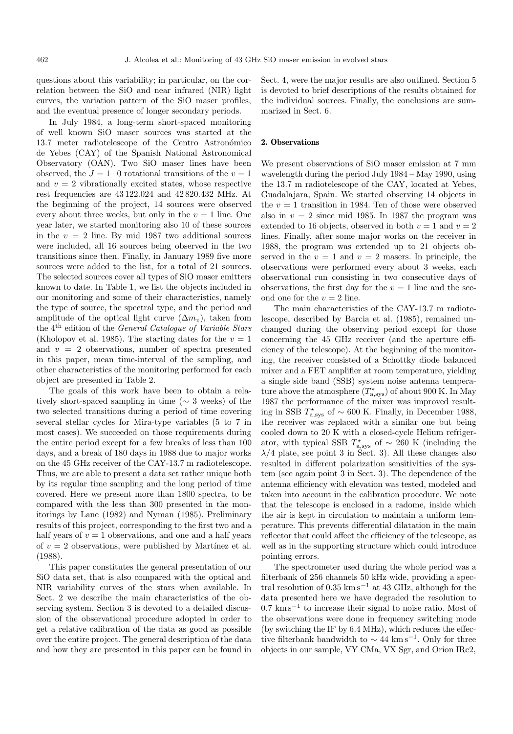questions about this variability; in particular, on the correlation between the SiO and near infrared (NIR) light curves, the variation pattern of the SiO maser profiles, and the eventual presence of longer secondary periods.

In July 1984, a long-term short-spaced monitoring of well known SiO maser sources was started at the 13.7 meter radiotelescope of the Centro Astronómico de Yebes (CAY) of the Spanish National Astronomical Observatory (OAN). Two SiO maser lines have been observed, the $J=1{-}0$ rotational transitions of the $v=1$ and $v=2$ vibrationally excited states, whose respective rest frequencies are 43 122.024 and 42 820.432 MHz. At the beginning of the project, 14 sources were observed every about three weeks, but only in the $v=1$ line. One year later, we started monitoring also 10 of these sources in the $v=2$ line. By mid 1987 two additional sources were included, all 16 sources being observed in the two transitions since then. Finally, in January 1989 five more sources were added to the list, for a total of 21 sources. The selected sources cover all types of SiO maser emitters known to date. In Table 1, we list the objects included in our monitoring and some of their characteristics, namely the type of source, the spectral type, and the period and amplitude of the optical light curve ($\Delta m_v$), taken from the 4$^{\rm th}$ edition of the *General Catalogue of Variable Stars* (Kholopov et al. 1985). The starting dates for the $v=1$ and $v=2$ observations, number of spectra presented in this paper, mean time-interval of the sampling, and other characteristics of the monitoring performed for each object are presented in Table 2.

The goals of this work have been to obtain a relatively short-spaced sampling in time ($\sim$ 3 weeks) of the two selected transitions during a period of time covering several stellar cycles for Mira-type variables (5 to 7 in most cases). We succeeded on those requirements during the entire period except for a few breaks of less than 100 days, and a break of 180 days in 1988 due to major works on the 45 GHz receiver of the CAY-13.7 m radiotelescope. Thus, we are able to present a data set rather unique both by its regular time sampling and the long period of time covered. Here we present more than 1800 spectra, to be compared with the less than 300 presented in the monitorings by Lane (1982) and Nyman (1985). Preliminary results of this project, corresponding to the first two and a half years of $v=1$ observations, and one and a half years of $v=2$ observations, were published by Martínez et al. (1988).

This paper constitutes the general presentation of our SiO data set, that is also compared with the optical and NIR variability curves of the stars when available. In Sect. 2 we describe the main characteristics of the observing system. Section 3 is devoted to a detailed discussion of the observational procedure adopted in order to get a relative calibration of the data as good as possible over the entire project. The general description of the data and how they are presented in this paper can be found in Sect. 4, were the major results are also outlined. Section 5 is devoted to brief descriptions of the results obtained for the individual sources. Finally, the conclusions are summarized in Sect. 6.

## 2. Observations

We present observations of SiO maser emission at 7 mm wavelength during the period July 1984 – May 1990, using the 13.7 m radiotelescope of the CAY, located at Yebes, Guadalajara, Spain. We started observing 14 objects in the $v=1$ transition in 1984. Ten of those were observed also in $v=2$ since mid 1985. In 1987 the program was extended to 16 objects, observed in both $v=1$ and $v=2$ lines. Finally, after some major works on the receiver in 1988, the program was extended up to 21 objects observed in the $v=1$ and $v=2$ masers. In principle, the observations were performed every about 3 weeks, each observational run consisting in two consecutive days of observations, the first day for the $v=1$ line and the second one for the $v=2$ line.

The main characteristics of the CAY-13.7 m radiotelescope, described by Barcia et al. (1985), remained unchanged during the observing period except for those concerning the 45 GHz receiver (and the aperture efficiency of the telescope). At the beginning of the monitoring, the receiver consisted of a Schottky diode balanced mixer and a FET amplifier at room temperature, yielding a single side band (SSB) system noise antenna temperature above the atmosphere ($T^{\star}_{\rm a,sys}$) of about 900 K. In May 1987 the performance of the mixer was improved resulting in SSB $T^{\star}_{\rm a,sys}$ of $\sim$ 600 K. Finally, in December 1988, the receiver was replaced with a similar one but being cooled down to 20 K with a closed-cycle Helium refrigerator, with typical SSB $T^{\star}_{\rm a,sys}$ of $\sim$ 260 K (including the $\lambda/4$ plate, see point 3 in Sect. 3). All these changes also resulted in different polarization sensitivities of the system (see again point 3 in Sect. 3). The dependence of the antenna efficiency with elevation was tested, modeled and taken into account in the calibration procedure. We note that the telescope is enclosed in a radome, inside which the air is kept in circulation to maintain a uniform temperature. This prevents differential dilatation in the main reflector that could affect the efficiency of the telescope, as well as in the supporting structure which could introduce pointing errors.

The spectrometer used during the whole period was a filterbank of 256 channels 50 kHz wide, providing a spectral resolution of 0.35 km s$^{-1}$ at 43 GHz, although for the data presented here we have degraded the resolution to 0.7 km s$^{-1}$ to increase their signal to noise ratio. Most of the observations were done in frequency switching mode (by switching the IF by 6.4 MHz), which reduces the effective filterbank bandwidth to $\sim$ 44 km s$^{-1}$. Only for three objects in our sample, VY CMa, VX Sgr, and Orion IRc2,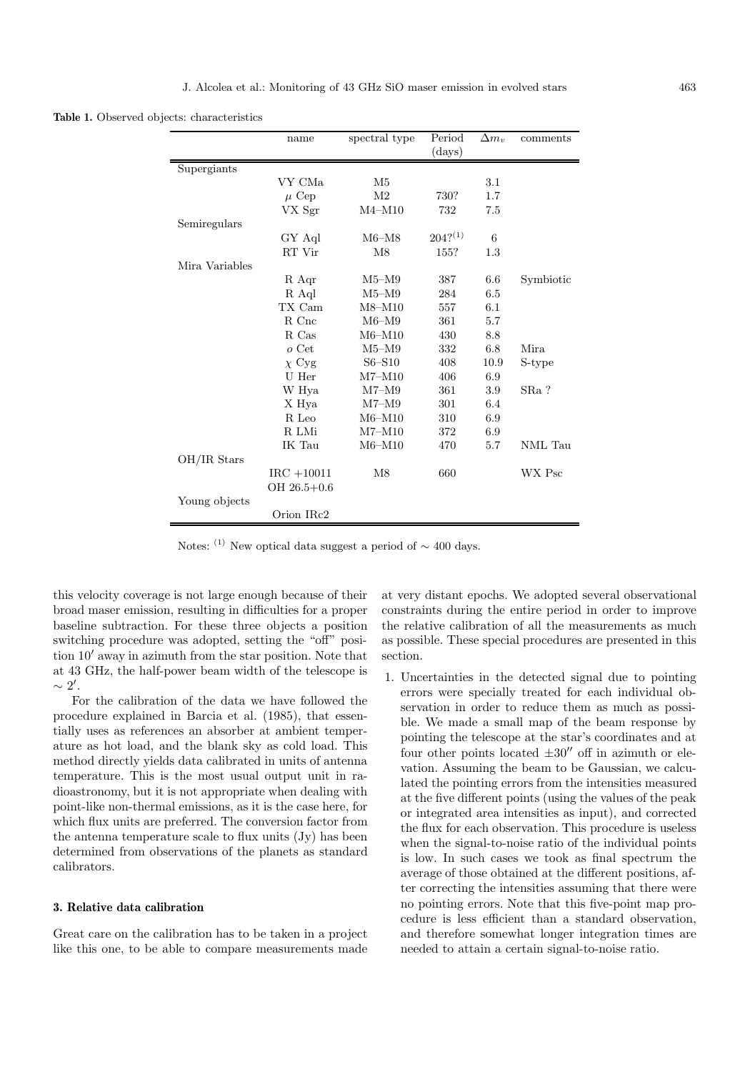**Table 1.** Observed objects: characteristics

| | name | spectral type | Period (days) | $\Delta m_v$ | comments |
|---|---|---|---|---|---|
| Supergiants | | | | | |
| | VY CMa | M5 | | 3.1 | |
| | $\mu$ Cep | M2 | 730? | 1.7 | |
| | VX Sgr | M4–M10 | 732 | 7.5 | |
| Semiregulars | | | | | |
| | GY Aql | M6–M8 | 204?[(1)] | 6 | |
| | RT Vir | M8 | 155? | 1.3 | |
| Mira Variables | | | | | |
| | R Aqr | M5–M9 | 387 | 6.6 | Symbiotic |
| | R Aql | M5–M9 | 284 | 6.5 | |
| | TX Cam | M8–M10 | 557 | 6.1 | |
| | R Cnc | M6–M9 | 361 | 5.7 | |
| | R Cas | M6–M10 | 430 | 8.8 | |
| | $o$ Cet | M5–M9 | 332 | 6.8 | Mira |
| | $\chi$ Cyg | S6–S10 | 408 | 10.9 | S-type |
| | U Her | M7–M10 | 406 | 6.9 | |
| | W Hya | M7–M9 | 361 | 3.9 | SRa ? |
| | X Hya | M7–M9 | 301 | 6.4 | |
| | R Leo | M6–M10 | 310 | 6.9 | |
| | R LMi | M7–M10 | 372 | 6.9 | |
| | IK Tau | M6–M10 | 470 | 5.7 | NML Tau |
| OH/IR Stars | | | | | |
| | IRC +10011 | M8 | 660 | | WX Psc |
| | OH 26.5+0.6 | | | | |
| Young objects | | | | | |
| | Orion IRc2 | | | | |

Notes: [(1)] New optical data suggest a period of $\sim$ 400 days.

this velocity coverage is not large enough because of their broad maser emission, resulting in difficulties for a proper baseline subtraction. For these three objects a position switching procedure was adopted, setting the "off" position $10'$ away in azimuth from the star position. Note that at 43 GHz, the half-power beam width of the telescope is $\sim 2'$.

For the calibration of the data we have followed the procedure explained in Barcia et al. (1985), that essentially uses as references an absorber at ambient temperature as hot load, and the blank sky as cold load. This method directly yields data calibrated in units of antenna temperature. This is the most usual output unit in radioastronomy, but it is not appropriate when dealing with point-like non-thermal emissions, as it is the case here, for which flux units are preferred. The conversion factor from the antenna temperature scale to flux units (Jy) has been determined from observations of the planets as standard calibrators.

### 3. Relative data calibration

Great care on the calibration has to be taken in a project like this one, to be able to compare measurements made at very distant epochs. We adopted several observational constraints during the entire period in order to improve the relative calibration of all the measurements as much as possible. These special procedures are presented in this section.

1. Uncertainties in the detected signal due to pointing errors were specially treated for each individual observation in order to reduce them as much as possible. We made a small map of the beam response by pointing the telescope at the star's coordinates and at four other points located $\pm 30''$ off in azimuth or elevation. Assuming the beam to be Gaussian, we calculated the pointing errors from the intensities measured at the five different points (using the values of the peak or integrated area intensities as input), and corrected the flux for each observation. This procedure is useless when the signal-to-noise ratio of the individual points is low. In such cases we took as final spectrum the average of those obtained at the different positions, after correcting the intensities assuming that there were no pointing errors. Note that this five-point map procedure is less efficient than a standard observation, and therefore somewhat longer integration times are needed to attain a certain signal-to-noise ratio.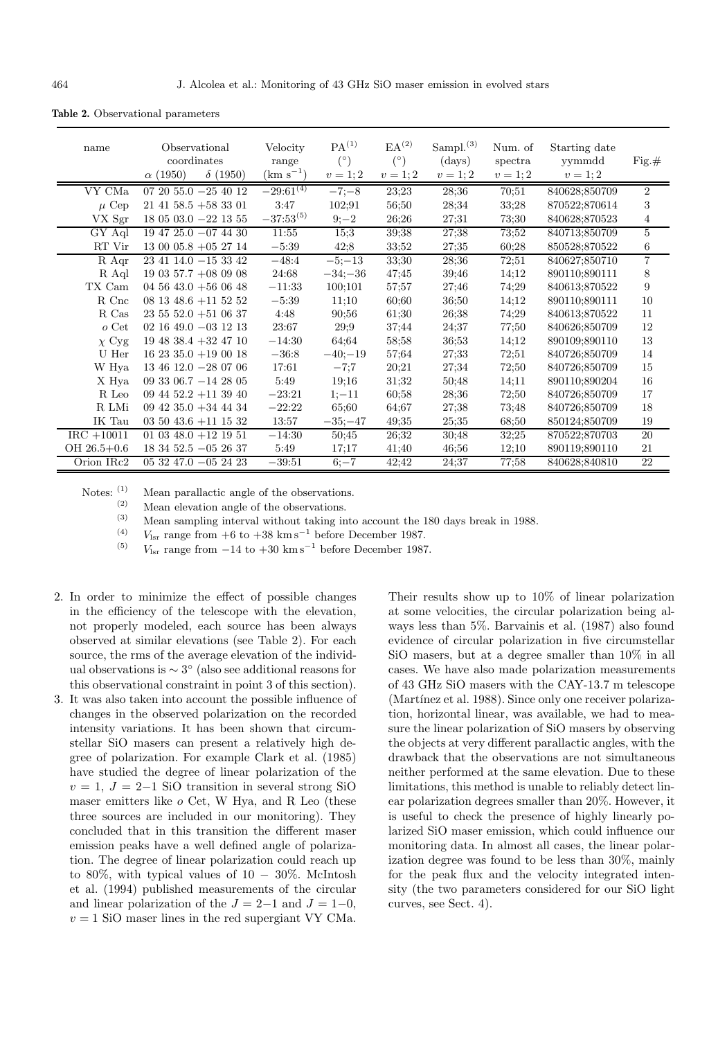**Table 2.** Observational parameters

| name | Observational coordinates | | Velocity range | PA[(1)] | EA[(2)] | Sampl.[(3)] | Num. of spectra | Starting date yymmdd | Fig.# |
|---|---|---|---|---|---|---|---|---|---|
| | $\alpha$ (1950) | $\delta$ (1950) | (km s$^{-1}$) | (°) $v=1;2$ | (°) $v=1;2$ | (days) $v=1;2$ | $v=1;2$ | $v=1;2$ | |
| VY CMa | 07 20 55.0 | −25 40 12 | $-29$:$61^{(4)}$ | −7;−8 | 23;23 | 28;36 | 70;51 | 840628;850709 | 2 |
| $\mu$ Cep | 21 41 58.5 | +58 33 01 | 3:47 | 102;91 | 56;50 | 28;34 | 33;28 | 870522;870614 | 3 |
| VX Sgr | 18 05 03.0 | −22 13 55 | $-37$:$53^{(5)}$ | 9;−2 | 26;26 | 27;31 | 73;30 | 840628;870523 | 4 |
| GY Aql | 19 47 25.0 | −07 44 30 | 11:55 | 15;3 | 39;38 | 27;38 | 73;52 | 840713;850709 | 5 |
| RT Vir | 13 00 05.8 | +05 27 14 | −5:39 | 42;8 | 33;52 | 27;35 | 60;28 | 850528;870522 | 6 |
| R Aqr | 23 41 14.0 | −15 33 42 | −48:4 | −5;−13 | 33;30 | 28;36 | 72;51 | 840627;850710 | 7 |
| R Aql | 19 03 57.7 | +08 09 08 | 24:68 | −34;−36 | 47;45 | 39;46 | 14;12 | 890110;890111 | 8 |
| TX Cam | 04 56 43.0 | +56 06 48 | −11:33 | 100;101 | 57;57 | 27;46 | 74;29 | 840613;870522 | 9 |
| R Cnc | 08 13 48.6 | +11 52 52 | −5:39 | 11;10 | 60;60 | 36;50 | 14;12 | 890110;890111 | 10 |
| R Cas | 23 55 52.0 | +51 06 37 | 4:48 | 90;56 | 61;30 | 26;38 | 74;29 | 840613;870522 | 11 |
| $o$ Cet | 02 16 49.0 | −03 12 13 | 23:67 | 29;9 | 37;44 | 24;37 | 77;50 | 840626;850709 | 12 |
| $\chi$ Cyg | 19 48 38.4 | +32 47 10 | −14:30 | 64;64 | 58;58 | 36;53 | 14;12 | 890109;890110 | 13 |
| U Her | 16 23 35.0 | +19 00 18 | −36:8 | −40;−19 | 57;64 | 27;33 | 72;51 | 840726;850709 | 14 |
| W Hya | 13 46 12.0 | −28 07 06 | 17:61 | −7;7 | 20;21 | 27;34 | 72;50 | 840726;850709 | 15 |
| X Hya | 09 33 06.7 | −14 28 05 | 5:49 | 19;16 | 31;32 | 50;48 | 14;11 | 890110;890204 | 16 |
| R Leo | 09 44 52.2 | +11 39 40 | −23:21 | 1;−11 | 60;58 | 28;36 | 72;50 | 840726;850709 | 17 |
| R LMi | 09 42 35.0 | +34 44 34 | −22:22 | 65;60 | 64;67 | 27;38 | 73;48 | 840726;850709 | 18 |
| IK Tau | 03 50 43.6 | +11 15 32 | 13:57 | −35;−47 | 49;35 | 25;35 | 68;50 | 850124;850709 | 19 |
| IRC +10011 | 01 03 48.0 | +12 19 51 | −14:30 | 50;45 | 26;32 | 30;48 | 32;25 | 870522;870703 | 20 |
| OH 26.5+0.6 | 18 34 52.5 | −05 26 37 | 5:49 | 17;17 | 41;40 | 46;56 | 12;10 | 890119;890110 | 21 |
| Orion IRc2 | 05 32 47.0 | −05 24 23 | −39:51 | 6;−7 | 42;42 | 24;37 | 77;58 | 840628;840810 | 22 |

Notes: (1) Mean parallactic angle of the observations.
(2) Mean elevation angle of the observations.
(3) Mean sampling interval without taking into account the 180 days break in 1988.
(4) $V_{\rm lsr}$ range from +6 to +38 km s$^{-1}$ before December 1987.
(5) $V_{\rm lsr}$ range from −14 to +30 km s$^{-1}$ before December 1987.

2. In order to minimize the effect of possible changes in the efficiency of the telescope with the elevation, not properly modeled, each source has been always observed at similar elevations (see Table 2). For each source, the rms of the average elevation of the individual observations is $\sim 3°$ (also see additional reasons for this observational constraint in point 3 of this section).
3. It was also taken into account the possible influence of changes in the observed polarization on the recorded intensity variations. It has been shown that circumstellar SiO masers can present a relatively high degree of polarization. For example Clark et al. (1985) have studied the degree of linear polarization of the $v=1$, $J=2{-}1$ SiO transition in several strong SiO maser emitters like $o$ Cet, W Hya, and R Leo (these three sources are included in our monitoring). They concluded that in this transition the different maser emission peaks have a well defined angle of polarization. The degree of linear polarization could reach up to 80%, with typical values of $10-30$%. McIntosh et al. (1994) published measurements of the circular and linear polarization of the $J=2{-}1$ and $J=1{-}0$, $v=1$ SiO maser lines in the red supergiant VY CMa. Their results show up to 10% of linear polarization at some velocities, the circular polarization being always less than 5%. Barvainis et al. (1987) also found evidence of circular polarization in five circumstellar SiO masers, but at a degree smaller than 10% in all cases. We have also made polarization measurements of 43 GHz SiO masers with the CAY-13.7 m telescope (Martínez et al. 1988). Since only one receiver polarization, horizontal linear, was available, we had to measure the linear polarization of SiO masers by observing the objects at very different parallactic angles, with the drawback that the observations are not simultaneous neither performed at the same elevation. Due to these limitations, this method is unable to reliably detect linear polarization degrees smaller than 20%. However, it is useful to check the presence of highly linearly polarized SiO maser emission, which could influence our monitoring data. In almost all cases, the linear polarization degree was found to be less than 30%, mainly for the peak flux and the velocity integrated intensity (the two parameters considered for our SiO light curves, see Sect. 4).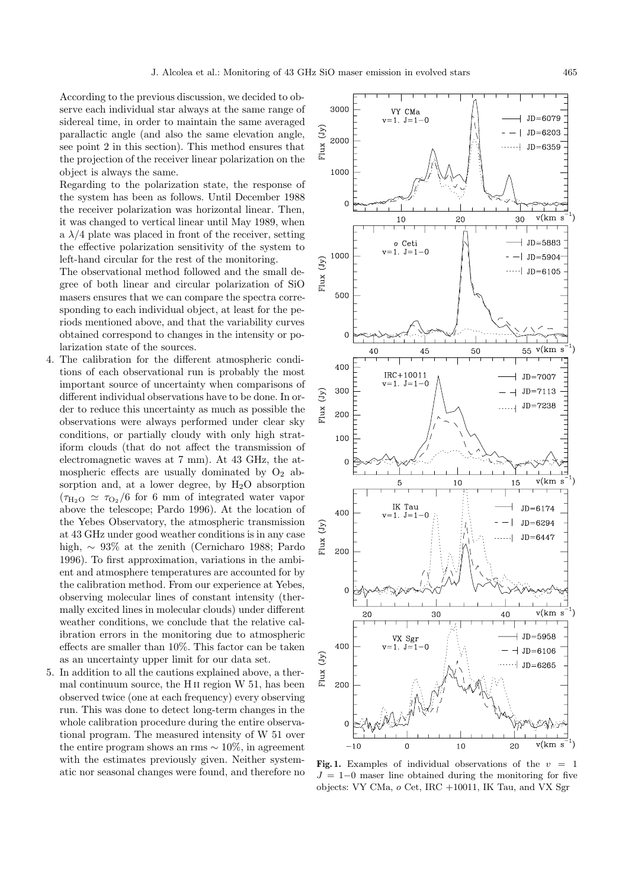According to the previous discussion, we decided to observe each individual star always at the same range of sidereal time, in order to maintain the same averaged parallactic angle (and also the same elevation angle, see point 2 in this section). This method ensures that the projection of the receiver linear polarization on the object is always the same.

Regarding to the polarization state, the response of the system has been as follows. Until December 1988 the receiver polarization was horizontal linear. Then, it was changed to vertical linear until May 1989, when a $\lambda/4$ plate was placed in front of the receiver, setting the effective polarization sensitivity of the system to left-hand circular for the rest of the monitoring.

The observational method followed and the small degree of both linear and circular polarization of SiO masers ensures that we can compare the spectra corresponding to each individual object, at least for the periods mentioned above, and that the variability curves obtained correspond to changes in the intensity or polarization state of the sources.

4. The calibration for the different atmospheric conditions of each observational run is probably the most important source of uncertainty when comparisons of different individual observations have to be done. In order to reduce this uncertainty as much as possible the observations were always performed under clear sky conditions, or partially cloudy with only high stratiform clouds (that do not affect the transmission of electromagnetic waves at 7 mm). At 43 GHz, the atmospheric effects are usually dominated by $O_2$ absorption and, at a lower degree, by $H_2O$ absorption ($\tau_{H_2O} \simeq \tau_{O_2}/6$ for 6 mm of integrated water vapor above the telescope; Pardo 1996). At the location of the Yebes Observatory, the atmospheric transmission at 43 GHz under good weather conditions is in any case high, $\sim$ 93% at the zenith (Cernicharo 1988; Pardo 1996). To first approximation, variations in the ambient and atmosphere temperatures are accounted for by the calibration method. From our experience at Yebes, observing molecular lines of constant intensity (thermally excited lines in molecular clouds) under different weather conditions, we conclude that the relative calibration errors in the monitoring due to atmospheric effects are smaller than 10%. This factor can be taken as an uncertainty upper limit for our data set.
5. In addition to all the cautions explained above, a thermal continuum source, the H II region W 51, has been observed twice (one at each frequency) every observing run. This was done to detect long-term changes in the whole calibration procedure during the entire observational program. The measured intensity of W 51 over the entire program shows an rms $\sim$ 10%, in agreement with the estimates previously given. Neither systematic nor seasonal changes were found, and therefore no

**Fig. 1.** Examples of individual observations of the $v = 1$ $J = 1{-}0$ maser line obtained during the monitoring for five objects: VY CMa, *o* Cet, IRC +10011, IK Tau, and VX Sgr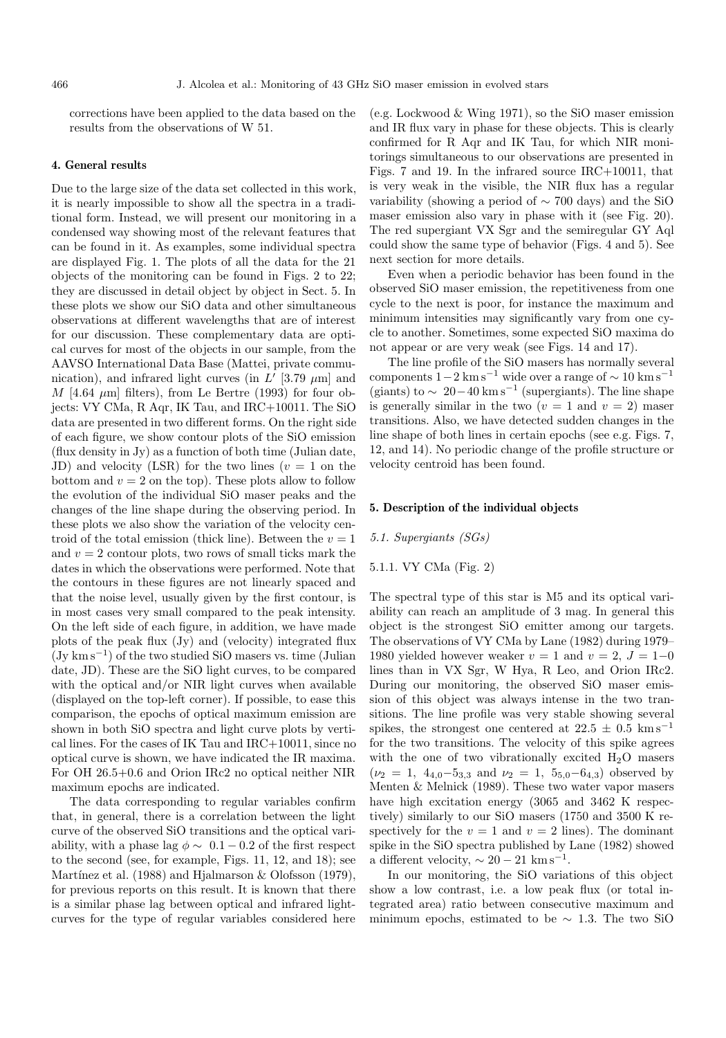corrections have been applied to the data based on the results from the observations of W 51.

## 4. General results

Due to the large size of the data set collected in this work, it is nearly impossible to show all the spectra in a traditional form. Instead, we will present our monitoring in a condensed way showing most of the relevant features that can be found in it. As examples, some individual spectra are displayed Fig. 1. The plots of all the data for the 21 objects of the monitoring can be found in Figs. 2 to 22; they are discussed in detail object by object in Sect. 5. In these plots we show our SiO data and other simultaneous observations at different wavelengths that are of interest for our discussion. These complementary data are optical curves for most of the objects in our sample, from the AAVSO International Data Base (Mattei, private communication), and infrared light curves (in $L'$ [3.79 $\mu$m] and $M$ [4.64 $\mu$m] filters), from Le Bertre (1993) for four objects: VY CMa, R Aqr, IK Tau, and IRC+10011. The SiO data are presented in two different forms. On the right side of each figure, we show contour plots of the SiO emission (flux density in Jy) as a function of both time (Julian date, JD) and velocity (LSR) for the two lines ($v = 1$ on the bottom and $v = 2$ on the top). These plots allow to follow the evolution of the individual SiO maser peaks and the changes of the line shape during the observing period. In these plots we also show the variation of the velocity centroid of the total emission (thick line). Between the $v = 1$ and $v = 2$ contour plots, two rows of small ticks mark the dates in which the observations were performed. Note that the contours in these figures are not linearly spaced and that the noise level, usually given by the first contour, is in most cases very small compared to the peak intensity. On the left side of each figure, in addition, we have made plots of the peak flux (Jy) and (velocity) integrated flux (Jy km s$^{-1}$) of the two studied SiO masers vs. time (Julian date, JD). These are the SiO light curves, to be compared with the optical and/or NIR light curves when available (displayed on the top-left corner). If possible, to ease this comparison, the epochs of optical maximum emission are shown in both SiO spectra and light curve plots by vertical lines. For the cases of IK Tau and IRC+10011, since no optical curve is shown, we have indicated the IR maxima. For OH 26.5+0.6 and Orion IRc2 no optical neither NIR maximum epochs are indicated.

The data corresponding to regular variables confirm that, in general, there is a correlation between the light curve of the observed SiO transitions and the optical variability, with a phase lag $\phi \sim 0.1-0.2$ of the first respect to the second (see, for example, Figs. 11, 12, and 18); see Martínez et al. (1988) and Hjalmarson & Olofsson (1979), for previous reports on this result. It is known that there is a similar phase lag between optical and infrared light-curves for the type of regular variables considered here (e.g. Lockwood & Wing 1971), so the SiO maser emission and IR flux vary in phase for these objects. This is clearly confirmed for R Aqr and IK Tau, for which NIR monitorings simultaneous to our observations are presented in Figs. 7 and 19. In the infrared source IRC+10011, that is very weak in the visible, the NIR flux has a regular variability (showing a period of $\sim$ 700 days) and the SiO maser emission also vary in phase with it (see Fig. 20). The red supergiant VX Sgr and the semiregular GY Aql could show the same type of behavior (Figs. 4 and 5). See next section for more details.

Even when a periodic behavior has been found in the observed SiO maser emission, the repetitiveness from one cycle to the next is poor, for instance the maximum and minimum intensities may significantly vary from one cycle to another. Sometimes, some expected SiO maxima do not appear or are very weak (see Figs. 14 and 17).

The line profile of the SiO masers has normally several components $1-2$ km s$^{-1}$ wide over a range of $\sim 10$ km s$^{-1}$ (giants) to $\sim 20-40$ km s$^{-1}$ (supergiants). The line shape is generally similar in the two ($v = 1$ and $v = 2$) maser transitions. Also, we have detected sudden changes in the line shape of both lines in certain epochs (see e.g. Figs. 7, 12, and 14). No periodic change of the profile structure or velocity centroid has been found.

## 5. Description of the individual objects

### *5.1. Supergiants (SGs)*

#### 5.1.1. VY CMa (Fig. 2)

The spectral type of this star is M5 and its optical variability can reach an amplitude of 3 mag. In general this object is the strongest SiO emitter among our targets. The observations of VY CMa by Lane (1982) during 1979–1980 yielded however weaker $v = 1$ and $v = 2$, $J = 1-0$ lines than in VX Sgr, W Hya, R Leo, and Orion IRc2. During our monitoring, the observed SiO maser emission of this object was always intense in the two transitions. The line profile was very stable showing several spikes, the strongest one centered at $22.5 \pm 0.5$ km s$^{-1}$ for the two transitions. The velocity of this spike agrees with the one of two vibrationally excited $H_2O$ masers ($\nu_2 = 1$, $4_{4,0}-5_{3,3}$ and $\nu_2 = 1$, $5_{5,0}-6_{4,3}$) observed by Menten & Melnick (1989). These two water vapor masers have high excitation energy (3065 and 3462 K respectively) similarly to our SiO masers (1750 and 3500 K respectively for the $v = 1$ and $v = 2$ lines). The dominant spike in the SiO spectra published by Lane (1982) showed a different velocity, $\sim 20-21$ km s$^{-1}$.

In our monitoring, the SiO variations of this object show a low contrast, i.e. a low peak flux (or total integrated area) ratio between consecutive maximum and minimum epochs, estimated to be $\sim 1.3$. The two SiO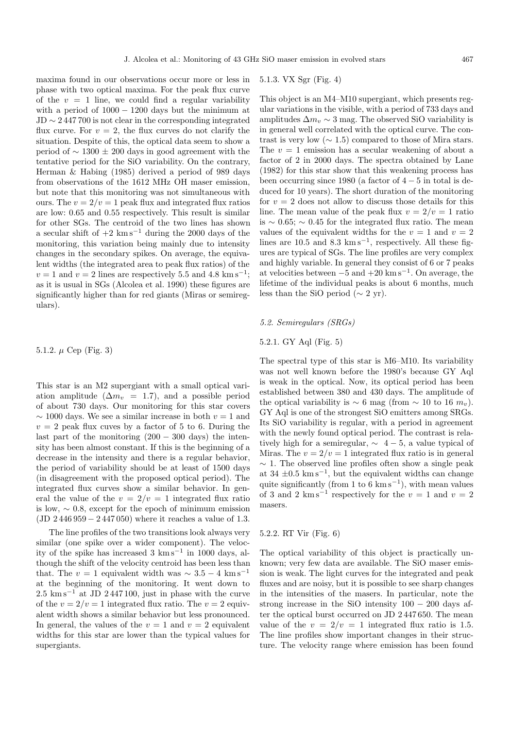maxima found in our observations occur more or less in phase with two optical maxima. For the peak flux curve of the $v = 1$ line, we could find a regular variability with a period of $1000 - 1200$ days but the minimum at JD $\sim 2\,447\,700$ is not clear in the corresponding integrated flux curve. For $v = 2$, the flux curves do not clarify the situation. Despite of this, the optical data seem to show a period of $\sim 1300 \pm 200$ days in good agreement with the tentative period for the SiO variability. On the contrary, Herman & Habing (1985) derived a period of 989 days from observations of the 1612 MHz OH maser emission, but note that this monitoring was not simultaneous with ours. The $v = 2/v = 1$ peak flux and integrated flux ratios are low: 0.65 and 0.55 respectively. This result is similar for other SGs. The centroid of the two lines has shown a secular shift of $+2$ km s$^{-1}$ during the 2000 days of the monitoring, this variation being mainly due to intensity changes in the secondary spikes. On average, the equivalent widths (the integrated area to peak flux ratios) of the $v = 1$ and $v = 2$ lines are respectively 5.5 and 4.8 km s$^{-1}$; as it is usual in SGs (Alcolea et al. 1990) these figures are significantly higher than for red giants (Miras or semiregulars).

#### 5.1.2. $\mu$ Cep (Fig. 3)

This star is an M2 supergiant with a small optical variation amplitude ($\Delta m_v = 1.7$), and a possible period of about 730 days. Our monitoring for this star covers $\sim 1000$ days. We see a similar increase in both $v = 1$ and $v = 2$ peak flux cuves by a factor of 5 to 6. During the last part of the monitoring ($200 - 300$ days) the intensity has been almost constant. If this is the beginning of a decrease in the intensity and there is a regular behavior, the period of variability should be at least of 1500 days (in disagreement with the proposed optical period). The integrated flux curves show a similar behavior. In general the value of the $v = 2/v = 1$ integrated flux ratio is low, $\sim 0.8$, except for the epoch of minimum emission (JD $2\,446\,959 - 2\,447\,050$) where it reaches a value of 1.3.

The line profiles of the two transitions look always very similar (one spike over a wider component). The velocity of the spike has increased 3 km s$^{-1}$ in 1000 days, although the shift of the velocity centroid has been less than that. The $v = 1$ equivalent width was $\sim 3.5 - 4$ km s$^{-1}$ at the beginning of the monitoring. It went down to 2.5 km s$^{-1}$ at JD $2\,447\,100$, just in phase with the curve of the $v = 2/v = 1$ integrated flux ratio. The $v = 2$ equivalent width shows a similar behavior but less pronounced. In general, the values of the $v = 1$ and $v = 2$ equivalent widths for this star are lower than the typical values for supergiants.

#### 5.1.3. VX Sgr (Fig. 4)

This object is an M4–M10 supergiant, which presents regular variations in the visible, with a period of 733 days and amplitudes $\Delta m_v \sim 3$ mag. The observed SiO variability is in general well correlated with the optical curve. The contrast is very low ($\sim 1.5$) compared to those of Mira stars. The $v = 1$ emission has a secular weakening of about a factor of 2 in 2000 days. The spectra obtained by Lane (1982) for this star show that this weakening process has been occurring since 1980 (a factor of $4 - 5$ in total is deduced for 10 years). The short duration of the monitoring for $v = 2$ does not allow to discuss those details for this line. The mean value of the peak flux $v = 2/v = 1$ ratio is $\sim 0.65$; $\sim 0.45$ for the integrated flux ratio. The mean values of the equivalent widths for the $v = 1$ and $v = 2$ lines are 10.5 and 8.3 km s$^{-1}$, respectively. All these figures are typical of SGs. The line profiles are very complex and highly variable. In general they consist of 6 or 7 peaks at velocities between $-5$ and $+20$ km s$^{-1}$. On average, the lifetime of the individual peaks is about 6 months, much less than the SiO period ($\sim 2$ yr).

### 5.2. Semiregulars (SRGs)

#### 5.2.1. GY Aql (Fig. 5)

The spectral type of this star is M6–M10. Its variability was not well known before the 1980's because GY Aql is weak in the optical. Now, its optical period has been established between 380 and 430 days. The amplitude of the optical variability is $\sim 6$ mag (from $\sim 10$ to 16 $m_v$). GY Aql is one of the strongest SiO emitters among SRGs. Its SiO variability is regular, with a period in agreement with the newly found optical period. The contrast is relatively high for a semiregular, $\sim 4 - 5$, a value typical of Miras. The $v = 2/v = 1$ integrated flux ratio is in general $\sim 1$. The observed line profiles often show a single peak at $34 \pm 0.5$ km s$^{-1}$, but the equivalent widths can change quite significantly (from 1 to 6 km s$^{-1}$), with mean values of 3 and 2 km s$^{-1}$ respectively for the $v = 1$ and $v = 2$ masers.

#### 5.2.2. RT Vir (Fig. 6)

The optical variability of this object is practically unknown; very few data are available. The SiO maser emission is weak. The light curves for the integrated and peak fluxes and are noisy, but it is possible to see sharp changes in the intensities of the masers. In particular, note the strong increase in the SiO intensity $100 - 200$ days after the optical burst occurred on JD $2\,447\,650$. The mean value of the $v = 2/v = 1$ integrated flux ratio is 1.5. The line profiles show important changes in their structure. The velocity range where emission has been found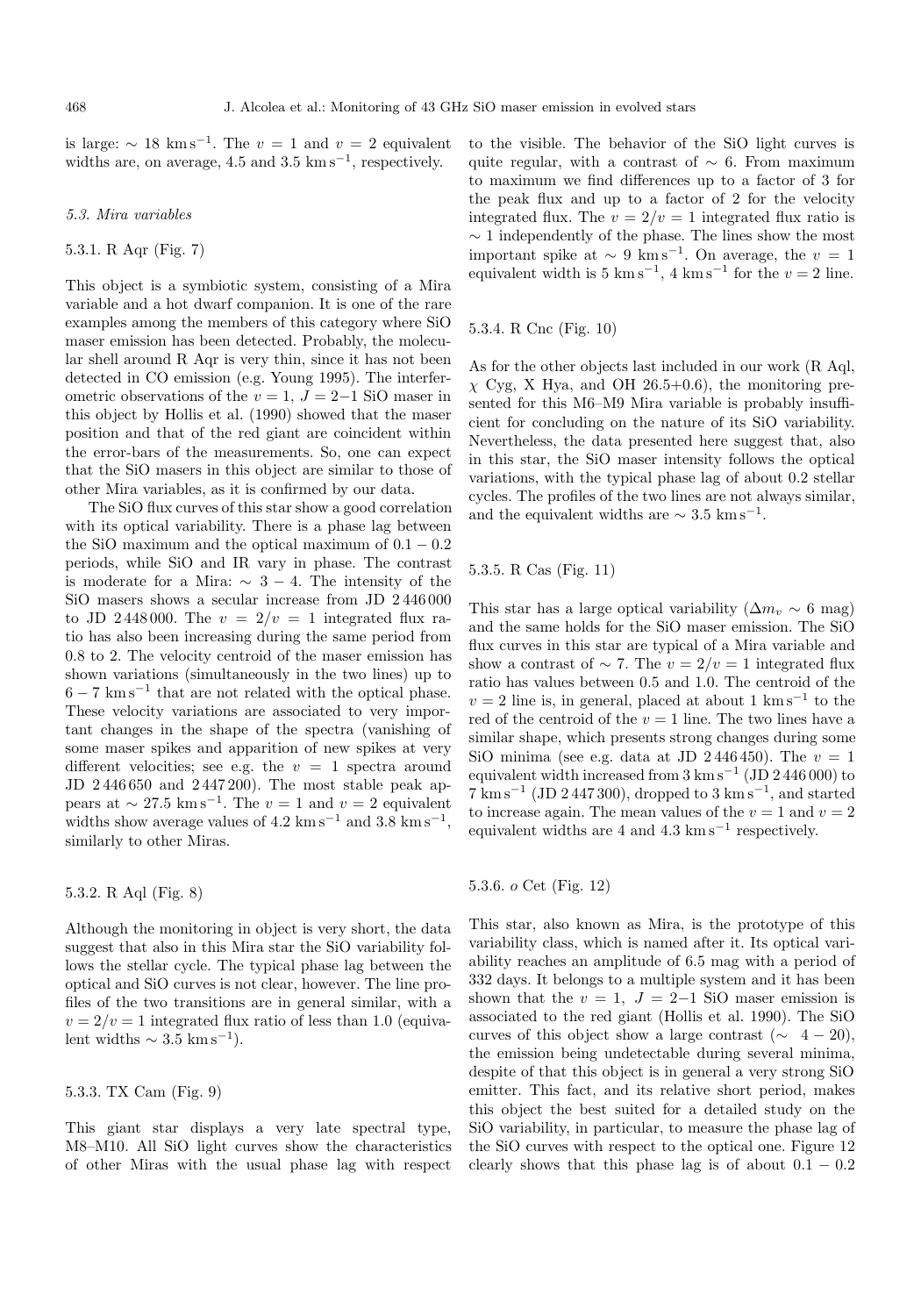is large: $\sim$ 18 $\mathrm{km\,s^{-1}}$. The $v = 1$ and $v = 2$ equivalent widths are, on average, 4.5 and 3.5 $\mathrm{km\,s^{-1}}$, respectively.

### *5.3. Mira variables*

#### 5.3.1. R Aqr (Fig. 7)

This object is a symbiotic system, consisting of a Mira variable and a hot dwarf companion. It is one of the rare examples among the members of this category where SiO maser emission has been detected. Probably, the molecular shell around R Aqr is very thin, since it has not been detected in CO emission (e.g. Young 1995). The interferometric observations of the $v = 1$, $J = 2{-}1$ SiO maser in this object by Hollis et al. (1990) showed that the maser position and that of the red giant are coincident within the error-bars of the measurements. So, one can expect that the SiO masers in this object are similar to those of other Mira variables, as it is confirmed by our data.

The SiO flux curves of this star show a good correlation with its optical variability. There is a phase lag between the SiO maximum and the optical maximum of $0.1 - 0.2$ periods, while SiO and IR vary in phase. The contrast is moderate for a Mira: $\sim$ $3 - 4$. The intensity of the SiO masers shows a secular increase from JD 2 446 000 to JD 2 448 000. The $v = 2/v = 1$ integrated flux ratio has also been increasing during the same period from 0.8 to 2. The velocity centroid of the maser emission has shown variations (simultaneously in the two lines) up to $6 - 7$ $\mathrm{km\,s^{-1}}$ that are not related with the optical phase. These velocity variations are associated to very important changes in the shape of the spectra (vanishing of some maser spikes and apparition of new spikes at very different velocities; see e.g. the $v = 1$ spectra around JD 2 446 650 and 2 447 200). The most stable peak appears at $\sim$ 27.5 $\mathrm{km\,s^{-1}}$. The $v = 1$ and $v = 2$ equivalent widths show average values of 4.2 $\mathrm{km\,s^{-1}}$ and 3.8 $\mathrm{km\,s^{-1}}$, similarly to other Miras.

#### 5.3.2. R Aql (Fig. 8)

Although the monitoring in object is very short, the data suggest that also in this Mira star the SiO variability follows the stellar cycle. The typical phase lag between the optical and SiO curves is not clear, however. The line profiles of the two transitions are in general similar, with a $v = 2/v = 1$ integrated flux ratio of less than 1.0 (equivalent widths $\sim$ 3.5 $\mathrm{km\,s^{-1}}$).

#### 5.3.3. TX Cam (Fig. 9)

This giant star displays a very late spectral type, M8–M10. All SiO light curves show the characteristics of other Miras with the usual phase lag with respect to the visible. The behavior of the SiO light curves is quite regular, with a contrast of $\sim$ 6. From maximum to maximum we find differences up to a factor of 3 for the peak flux and up to a factor of 2 for the velocity integrated flux. The $v = 2/v = 1$ integrated flux ratio is $\sim$ 1 independently of the phase. The lines show the most important spike at $\sim$ 9 $\mathrm{km\,s^{-1}}$. On average, the $v = 1$ equivalent width is 5 $\mathrm{km\,s^{-1}}$, 4 $\mathrm{km\,s^{-1}}$ for the $v = 2$ line.

#### 5.3.4. R Cnc (Fig. 10)

As for the other objects last included in our work (R Aql, $\chi$ Cyg, X Hya, and OH 26.5+0.6), the monitoring presented for this M6–M9 Mira variable is probably insufficient for concluding on the nature of its SiO variability. Nevertheless, the data presented here suggest that, also in this star, the SiO maser intensity follows the optical variations, with the typical phase lag of about 0.2 stellar cycles. The profiles of the two lines are not always similar, and the equivalent widths are $\sim$ 3.5 $\mathrm{km\,s^{-1}}$.

#### 5.3.5. R Cas (Fig. 11)

This star has a large optical variability ($\Delta m_v \sim 6$ mag) and the same holds for the SiO maser emission. The SiO flux curves in this star are typical of a Mira variable and show a contrast of $\sim$ 7. The $v = 2/v = 1$ integrated flux ratio has values between 0.5 and 1.0. The centroid of the $v = 2$ line is, in general, placed at about 1 $\mathrm{km\,s^{-1}}$ to the red of the centroid of the $v = 1$ line. The two lines have a similar shape, which presents strong changes during some SiO minima (see e.g. data at JD 2 446 450). The $v = 1$ equivalent width increased from 3 $\mathrm{km\,s^{-1}}$ (JD 2 446 000) to 7 $\mathrm{km\,s^{-1}}$ (JD 2 447 300), dropped to 3 $\mathrm{km\,s^{-1}}$, and started to increase again. The mean values of the $v = 1$ and $v = 2$ equivalent widths are 4 and 4.3 $\mathrm{km\,s^{-1}}$ respectively.

#### 5.3.6. *o* Cet (Fig. 12)

This star, also known as Mira, is the prototype of this variability class, which is named after it. Its optical variability reaches an amplitude of 6.5 mag with a period of 332 days. It belongs to a multiple system and it has been shown that the $v = 1$, $J = 2{-}1$ SiO maser emission is associated to the red giant (Hollis et al. 1990). The SiO curves of this object show a large contrast ($\sim$ $4 - 20$), the emission being undetectable during several minima, despite of that this object is in general a very strong SiO emitter. This fact, and its relative short period, makes this object the best suited for a detailed study on the SiO variability, in particular, to measure the phase lag of the SiO curves with respect to the optical one. Figure 12 clearly shows that this phase lag is of about $0.1 - 0.2$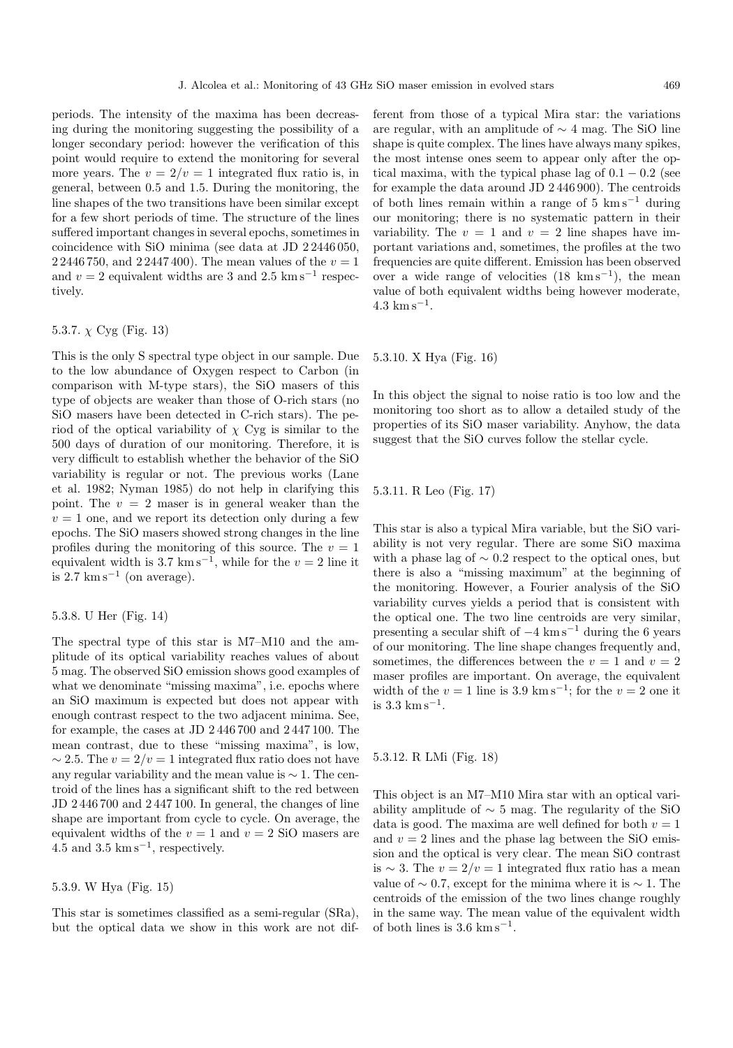periods. The intensity of the maxima has been decreasing during the monitoring suggesting the possibility of a longer secondary period: however the verification of this point would require to extend the monitoring for several more years. The $v = 2/v = 1$ integrated flux ratio is, in general, between 0.5 and 1.5. During the monitoring, the line shapes of the two transitions have been similar except for a few short periods of time. The structure of the lines suffered important changes in several epochs, sometimes in coincidence with SiO minima (see data at JD 2 2446 050, 2 2446 750, and 2 2447 400). The mean values of the $v = 1$ and $v = 2$ equivalent widths are 3 and 2.5 km s$^{-1}$ respectively.

### 5.3.7. $\chi$ Cyg (Fig. 13)

This is the only S spectral type object in our sample. Due to the low abundance of Oxygen respect to Carbon (in comparison with M-type stars), the SiO masers of this type of objects are weaker than those of O-rich stars (no SiO masers have been detected in C-rich stars). The period of the optical variability of $\chi$ Cyg is similar to the 500 days of duration of our monitoring. Therefore, it is very difficult to establish whether the behavior of the SiO variability is regular or not. The previous works (Lane et al. 1982; Nyman 1985) do not help in clarifying this point. The $v = 2$ maser is in general weaker than the $v = 1$ one, and we report its detection only during a few epochs. The SiO masers showed strong changes in the line profiles during the monitoring of this source. The $v = 1$ equivalent width is 3.7 km s$^{-1}$, while for the $v = 2$ line it is 2.7 km s$^{-1}$ (on average).

### 5.3.8. U Her (Fig. 14)

The spectral type of this star is M7–M10 and the amplitude of its optical variability reaches values of about 5 mag. The observed SiO emission shows good examples of what we denominate "missing maxima", i.e. epochs where an SiO maximum is expected but does not appear with enough contrast respect to the two adjacent minima. See, for example, the cases at JD 2 446 700 and 2 447 100. The mean contrast, due to these "missing maxima", is low, $\sim 2.5$. The $v = 2/v = 1$ integrated flux ratio does not have any regular variability and the mean value is $\sim 1$. The centroid of the lines has a significant shift to the red between JD 2 446 700 and 2 447 100. In general, the changes of line shape are important from cycle to cycle. On average, the equivalent widths of the $v = 1$ and $v = 2$ SiO masers are 4.5 and 3.5 km s$^{-1}$, respectively.

### 5.3.9. W Hya (Fig. 15)

This star is sometimes classified as a semi-regular (SRa), but the optical data we show in this work are not different from those of a typical Mira star: the variations are regular, with an amplitude of $\sim 4$ mag. The SiO line shape is quite complex. The lines have always many spikes, the most intense ones seem to appear only after the optical maxima, with the typical phase lag of $0.1 - 0.2$ (see for example the data around JD 2 446 900). The centroids of both lines remain within a range of 5 km s$^{-1}$ during our monitoring; there is no systematic pattern in their variability. The $v = 1$ and $v = 2$ line shapes have important variations and, sometimes, the profiles at the two frequencies are quite different. Emission has been observed over a wide range of velocities (18 km s$^{-1}$), the mean value of both equivalent widths being however moderate, 4.3 km s$^{-1}$.

### 5.3.10. X Hya (Fig. 16)

In this object the signal to noise ratio is too low and the monitoring too short as to allow a detailed study of the properties of its SiO maser variability. Anyhow, the data suggest that the SiO curves follow the stellar cycle.

### 5.3.11. R Leo (Fig. 17)

This star is also a typical Mira variable, but the SiO variability is not very regular. There are some SiO maxima with a phase lag of $\sim 0.2$ respect to the optical ones, but there is also a "missing maximum" at the beginning of the monitoring. However, a Fourier analysis of the SiO variability curves yields a period that is consistent with the optical one. The two line centroids are very similar, presenting a secular shift of $-4$ km s$^{-1}$ during the 6 years of our monitoring. The line shape changes frequently and, sometimes, the differences between the $v = 1$ and $v = 2$ maser profiles are important. On average, the equivalent width of the $v = 1$ line is 3.9 km s$^{-1}$; for the $v = 2$ one it is 3.3 km s$^{-1}$.

### 5.3.12. R LMi (Fig. 18)

This object is an M7–M10 Mira star with an optical variability amplitude of $\sim 5$ mag. The regularity of the SiO data is good. The maxima are well defined for both $v = 1$ and $v = 2$ lines and the phase lag between the SiO emission and the optical is very clear. The mean SiO contrast is $\sim 3$. The $v = 2/v = 1$ integrated flux ratio has a mean value of $\sim 0.7$, except for the minima where it is $\sim 1$. The centroids of the emission of the two lines change roughly in the same way. The mean value of the equivalent width of both lines is 3.6 km s$^{-1}$.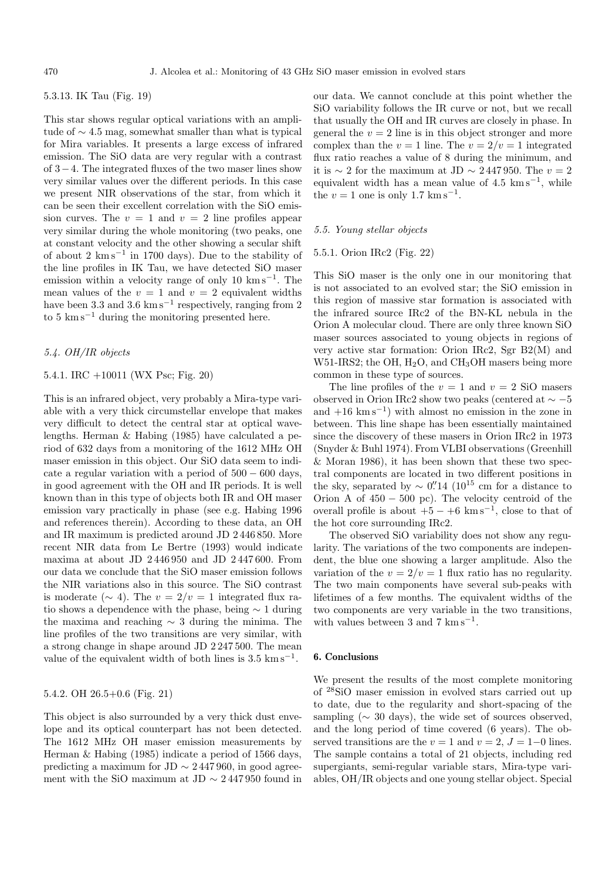#### 5.3.13. IK Tau (Fig. 19)

This star shows regular optical variations with an amplitude of $\sim 4.5$ mag, somewhat smaller than what is typical for Mira variables. It presents a large excess of infrared emission. The SiO data are very regular with a contrast of $3-4$. The integrated fluxes of the two maser lines show very similar values over the different periods. In this case we present NIR observations of the star, from which it can be seen their excellent correlation with the SiO emission curves. The $v = 1$ and $v = 2$ line profiles appear very similar during the whole monitoring (two peaks, one at constant velocity and the other showing a secular shift of about 2 $\mathrm{km\,s^{-1}}$ in 1700 days). Due to the stability of the line profiles in IK Tau, we have detected SiO maser emission within a velocity range of only 10 $\mathrm{km\,s^{-1}}$. The mean values of the $v = 1$ and $v = 2$ equivalent widths have been 3.3 and 3.6 $\mathrm{km\,s^{-1}}$ respectively, ranging from 2 to 5 $\mathrm{km\,s^{-1}}$ during the monitoring presented here.

### 5.4. OH/IR objects

#### 5.4.1. IRC +10011 (WX Psc; Fig. 20)

This is an infrared object, very probably a Mira-type variable with a very thick circumstellar envelope that makes very difficult to detect the central star at optical wavelengths. Herman & Habing (1985) have calculated a period of 632 days from a monitoring of the 1612 MHz OH maser emission in this object. Our SiO data seem to indicate a regular variation with a period of $500-600$ days, in good agreement with the OH and IR periods. It is well known than in this type of objects both IR and OH maser emission vary practically in phase (see e.g. Habing 1996 and references therein). According to these data, an OH and IR maximum is predicted around JD 2 446 850. More recent NIR data from Le Bertre (1993) would indicate maxima at about JD 2 446 950 and JD 2 447 600. From our data we conclude that the SiO maser emission follows the NIR variations also in this source. The SiO contrast is moderate ($\sim 4$). The $v = 2/v = 1$ integrated flux ratio shows a dependence with the phase, being $\sim 1$ during the maxima and reaching $\sim 3$ during the minima. The line profiles of the two transitions are very similar, with a strong change in shape around JD 2 247 500. The mean value of the equivalent width of both lines is 3.5 $\mathrm{km\,s^{-1}}$.

#### 5.4.2. OH 26.5+0.6 (Fig. 21)

This object is also surrounded by a very thick dust envelope and its optical counterpart has not been detected. The 1612 MHz OH maser emission measurements by Herman & Habing (1985) indicate a period of 1566 days, predicting a maximum for JD $\sim$ 2 447 960, in good agreement with the SiO maximum at JD $\sim$ 2 447 950 found in our data. We cannot conclude at this point whether the SiO variability follows the IR curve or not, but we recall that usually the OH and IR curves are closely in phase. In general the $v = 2$ line is in this object stronger and more complex than the $v = 1$ line. The $v = 2/v = 1$ integrated flux ratio reaches a value of 8 during the minimum, and it is $\sim 2$ for the maximum at JD $\sim$ 2 447 950. The $v = 2$ equivalent width has a mean value of 4.5 $\mathrm{km\,s^{-1}}$, while the $v = 1$ one is only 1.7 $\mathrm{km\,s^{-1}}$.

### 5.5. Young stellar objects

#### 5.5.1. Orion IRc2 (Fig. 22)

This SiO maser is the only one in our monitoring that is not associated to an evolved star; the SiO emission in this region of massive star formation is associated with the infrared source IRc2 of the BN-KL nebula in the Orion A molecular cloud. There are only three known SiO maser sources associated to young objects in regions of very active star formation: Orion IRc2, Sgr B2(M) and W51-IRS2; the OH, $H_2O$, and $CH_3OH$ masers being more common in these type of sources.

The line profiles of the $v = 1$ and $v = 2$ SiO masers observed in Orion IRc2 show two peaks (centered at $\sim -5$ and $+16$ $\mathrm{km\,s^{-1}}$) with almost no emission in the zone in between. This line shape has been essentially maintained since the discovery of these masers in Orion IRc2 in 1973 (Snyder & Buhl 1974). From VLBI observations (Greenhill & Moran 1986), it has been shown that these two spectral components are located in two different positions in the sky, separated by $\sim 0\farcs14$ ($10^{15}$ cm for a distance to Orion A of $450-500$ pc). The velocity centroid of the overall profile is about $+5 - +6$ $\mathrm{km\,s^{-1}}$, close to that of the hot core surrounding IRc2.

The observed SiO variability does not show any regularity. The variations of the two components are independent, the blue one showing a larger amplitude. Also the variation of the $v = 2/v = 1$ flux ratio has no regularity. The two main components have several sub-peaks with lifetimes of a few months. The equivalent widths of the two components are very variable in the two transitions, with values between 3 and 7 $\mathrm{km\,s^{-1}}$.

## 6. Conclusions

We present the results of the most complete monitoring of $^{28}$SiO maser emission in evolved stars carried out up to date, due to the regularity and short-spacing of the sampling ($\sim$ 30 days), the wide set of sources observed, and the long period of time covered (6 years). The observed transitions are the $v = 1$ and $v = 2$, $J = 1{-}0$ lines. The sample contains a total of 21 objects, including red supergiants, semi-regular variable stars, Mira-type variables, OH/IR objects and one young stellar object. Special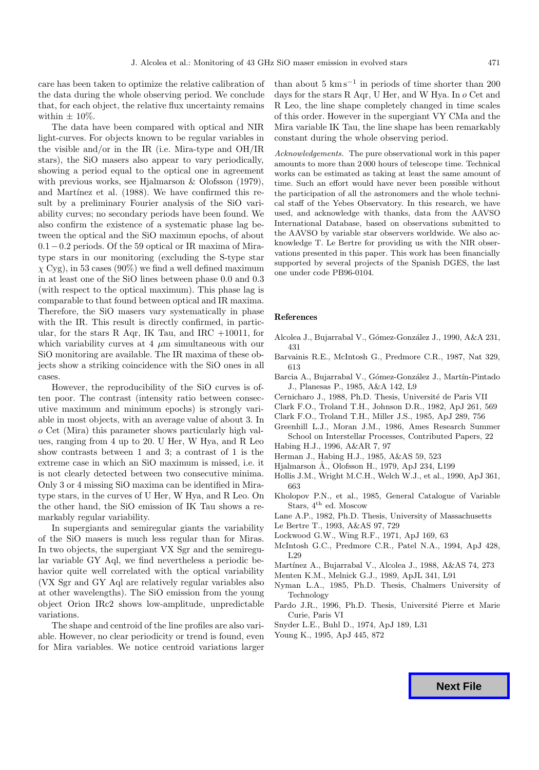care has been taken to optimize the relative calibration of the data during the whole observing period. We conclude that, for each object, the relative flux uncertainty remains within $\pm$ 10%.

The data have been compared with optical and NIR light-curves. For objects known to be regular variables in the visible and/or in the IR (i.e. Mira-type and OH/IR stars), the SiO masers also appear to vary periodically, showing a period equal to the optical one in agreement with previous works, see Hjalmarson & Olofsson (1979), and Martínez et al. (1988). We have confirmed this result by a preliminary Fourier analysis of the SiO variability curves; no secondary periods have been found. We also confirm the existence of a systematic phase lag between the optical and the SiO maximun epochs, of about $0.1-0.2$ periods. Of the 59 optical or IR maxima of Mira-type stars in our monitoring (excluding the S-type star $\chi$ Cyg), in 53 cases (90%) we find a well defined maximum in at least one of the SiO lines between phase 0.0 and 0.3 (with respect to the optical maximum). This phase lag is comparable to that found between optical and IR maxima. Therefore, the SiO masers vary systematically in phase with the IR. This result is directly confirmed, in particular, for the stars R Aqr, IK Tau, and IRC +10011, for which variability curves at 4 $\mu$m simultaneous with our SiO monitoring are available. The IR maxima of these objects show a striking coincidence with the SiO ones in all cases.

However, the reproducibility of the SiO curves is often poor. The contrast (intensity ratio between consecutive maximum and minimum epochs) is strongly variable in most objects, with an average value of about 3. In *o* Cet (Mira) this parameter shows particularly high values, ranging from 4 up to 20. U Her, W Hya, and R Leo show contrasts between 1 and 3; a contrast of 1 is the extreme case in which an SiO maximum is missed, i.e. it is not clearly detected between two consecutive minima. Only 3 or 4 missing SiO maxima can be identified in Mira-type stars, in the curves of U Her, W Hya, and R Leo. On the other hand, the SiO emission of IK Tau shows a remarkably regular variability.

In supergiants and semiregular giants the variability of the SiO masers is much less regular than for Miras. In two objects, the supergiant VX Sgr and the semiregular variable GY Aql, we find nevertheless a periodic behavior quite well correlated with the optical variability (VX Sgr and GY Aql are relatively regular variables also at other wavelengths). The SiO emission from the young object Orion IRc2 shows low-amplitude, unpredictable variations.

The shape and centroid of the line profiles are also variable. However, no clear periodicity or trend is found, even for Mira variables. We notice centroid variations larger than about 5 km s$^{-1}$ in periods of time shorter than 200 days for the stars R Aqr, U Her, and W Hya. In *o* Cet and R Leo, the line shape completely changed in time scales of this order. However in the supergiant VY CMa and the Mira variable IK Tau, the line shape has been remarkably constant during the whole observing period.

*Acknowledgements.* The pure observational work in this paper amounts to more than 2 000 hours of telescope time. Technical works can be estimated as taking at least the same amount of time. Such an effort would have never been possible without the participation of all the astronomers and the whole technical staff of the Yebes Observatory. In this research, we have used, and acknowledge with thanks, data from the AAVSO International Database, based on observations submitted to the AAVSO by variable star observers worldwide. We also acknowledge T. Le Bertre for providing us with the NIR observations presented in this paper. This work has been financially supported by several projects of the Spanish DGES, the last one under code PB96-0104.

## References

Alcolea J., Bujarrabal V., Gómez-González J., 1990, A&A 231, 431

Barvainis R.E., McIntosh G., Predmore C.R., 1987, Nat 329, 613

Barcia A., Bujarrabal V., Gómez-González J., Martín-Pintado J., Planesas P., 1985, A&A 142, L9

Cernicharo J., 1988, Ph.D. Thesis, Université de Paris VII

Clark F.O., Troland T.H., Johnson D.R., 1982, ApJ 261, 569

Clark F.O., Troland T.H., Miller J.S., 1985, ApJ 289, 756

Greenhill L.J., Moran J.M., 1986, Ames Research Summer School on Interstellar Processes, Contributed Papers, 22

Habing H.J., 1996, A&AR 7, 97

Herman J., Habing H.J., 1985, A&AS 59, 523

Hjalmarson Å., Olofsson H., 1979, ApJ 234, L199

Hollis J.M., Wright M.C.H., Welch W.J., et al., 1990, ApJ 361, 663

Kholopov P.N., et al., 1985, General Catalogue of Variable Stars, 4th ed. Moscow

Lane A.P., 1982, Ph.D. Thesis, University of Massachusetts

Le Bertre T., 1993, A&AS 97, 729

Lockwood G.W., Wing R.F., 1971, ApJ 169, 63

McIntosh G.C., Predmore C.R., Patel N.A., 1994, ApJ 428, L29

Martínez A., Bujarrabal V., Alcolea J., 1988, A&AS 74, 273

Menten K.M., Melnick G.J., 1989, ApJL 341, L91

Nyman L.A., 1985, Ph.D. Thesis, Chalmers University of Technology

Pardo J.R., 1996, Ph.D. Thesis, Université Pierre et Marie Curie, Paris VI

Snyder L.E., Buhl D., 1974, ApJ 189, L31

Young K., 1995, ApJ 445, 872